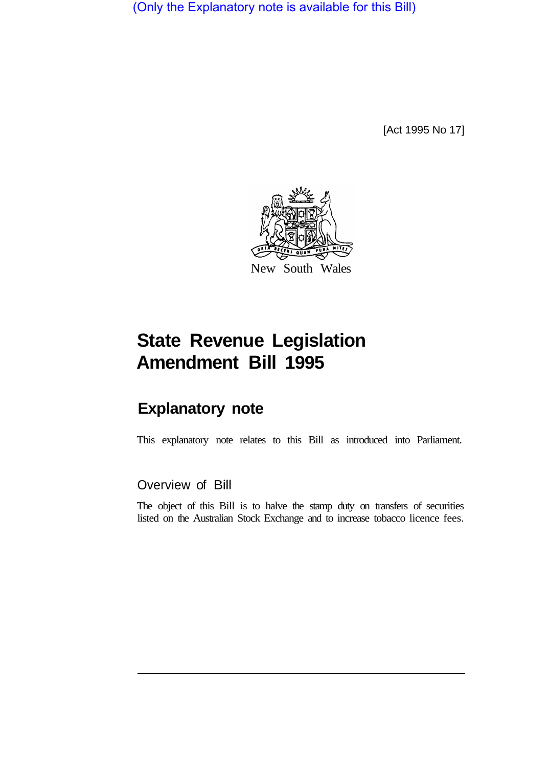(Only the Explanatory note is available for this Bill)

[Act 1995 No 17]

New South Wales

# State Revenue Legislation Amendment Bill 1995

## Explanatory note

This explanatory note relates to this Bill as introduced into Parliament.

### Overview of Bill

The object of this Bill is to halve the stamp duty on transfers of securities listed on the Australian Stock Exchange and to increase tobacco licence fees.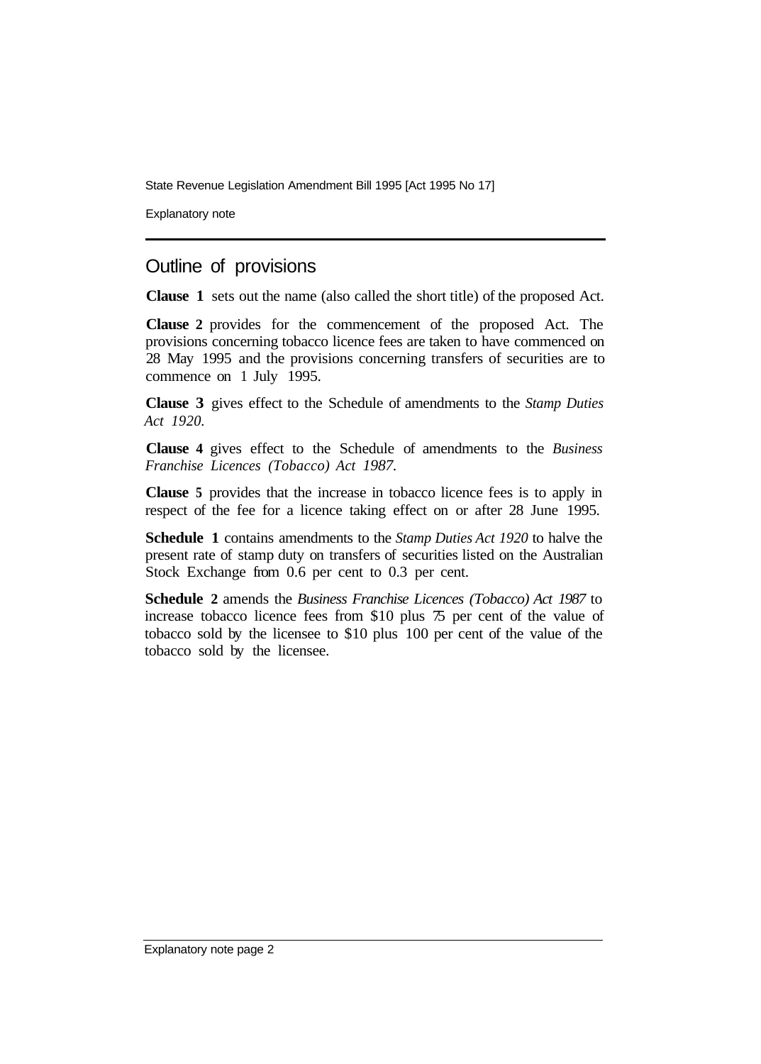## Outline of provisions

**Clause 1** sets out the name (also called the short title) of the proposed Act.

**Clause 2** provides for the commencement of the proposed Act. The provisions concerning tobacco licence fees are taken to have commenced on 28 May 1995 and the provisions concerning transfers of securities are to commence on 1 July 1995.

**Clause 3** gives effect to the Schedule of amendments to the *Stamp Duties Act 1920*.

**Clause 4** gives effect to the Schedule of amendments to the *Business Franchise Licences (Tobacco) Act 1987*.

**Clause 5** provides that the increase in tobacco licence fees is to apply in respect of the fee for a licence taking effect on or after 28 June 1995.

**Schedule 1** contains amendments to the *Stamp Duties Act 1920* to halve the present rate of stamp duty on transfers of securities listed on the Australian Stock Exchange from 0.6 per cent to 0.3 per cent.

**Schedule 2** amends the *Business Franchise Licences (Tobacco) Act 1987* to increase tobacco licence fees from $10 plus 75 per cent of the value of tobacco sold by the licensee to $10 plus 100 per cent of the value of the tobacco sold by the licensee.